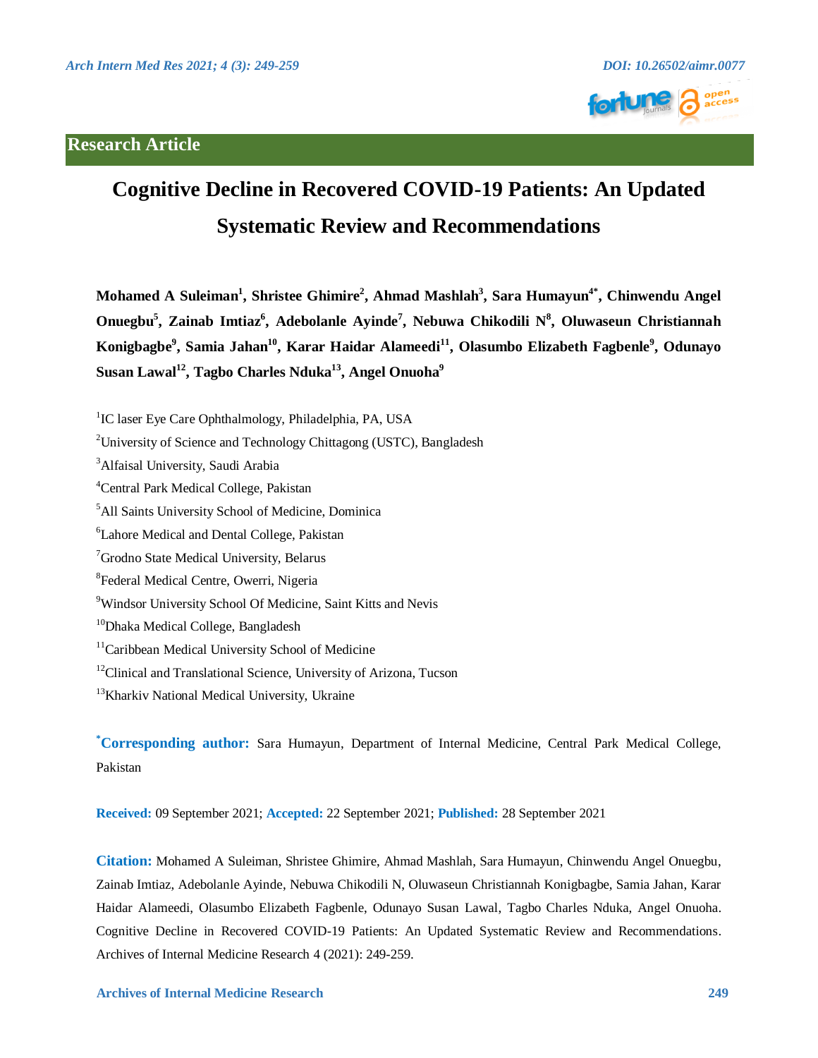Research Article

# Cognitive Decline in Recovered COVID-19 Patients: An Updated Systematic Review and Recommendations

**Mohamed A Suleiman[1], Shristee Ghimire[2], Ahmad Mashlah[3], Sara Humayun[4*], Chinwendu Angel Onuegbu[5], Zainab Imtiaz[6], Adebolanle Ayinde[7], Nebuwa Chikodili N[8], Oluwaseun Christiannah Konigbagbe[9], Samia Jahan[10], Karar Haidar Alameedi[11], Olasumbo Elizabeth Fagbenle[9], Odunayo Susan Lawal[12], Tagbo Charles Nduka[13], Angel Onuoha[9]**

[1]IC laser Eye Care Ophthalmology, Philadelphia, PA, USA

[2]University of Science and Technology Chittagong (USTC), Bangladesh

[3]Alfaisal University, Saudi Arabia

[4]Central Park Medical College, Pakistan

[5]All Saints University School of Medicine, Dominica

[6]Lahore Medical and Dental College, Pakistan

[7]Grodno State Medical University, Belarus

[8]Federal Medical Centre, Owerri, Nigeria

[9]Windsor University School Of Medicine, Saint Kitts and Nevis

[10]Dhaka Medical College, Bangladesh

[11]Caribbean Medical University School of Medicine

[12]Clinical and Translational Science, University of Arizona, Tucson

[13]Kharkiv National Medical University, Ukraine

**\*Corresponding author:** Sara Humayun, Department of Internal Medicine, Central Park Medical College, Pakistan

**Received:** 09 September 2021; **Accepted:** 22 September 2021; **Published:** 28 September 2021

**Citation:** Mohamed A Suleiman, Shristee Ghimire, Ahmad Mashlah, Sara Humayun, Chinwendu Angel Onuegbu, Zainab Imtiaz, Adebolanle Ayinde, Nebuwa Chikodili N, Oluwaseun Christiannah Konigbagbe, Samia Jahan, Karar Haidar Alameedi, Olasumbo Elizabeth Fagbenle, Odunayo Susan Lawal, Tagbo Charles Nduka, Angel Onuoha. Cognitive Decline in Recovered COVID-19 Patients: An Updated Systematic Review and Recommendations. Archives of Internal Medicine Research 4 (2021): 249-259.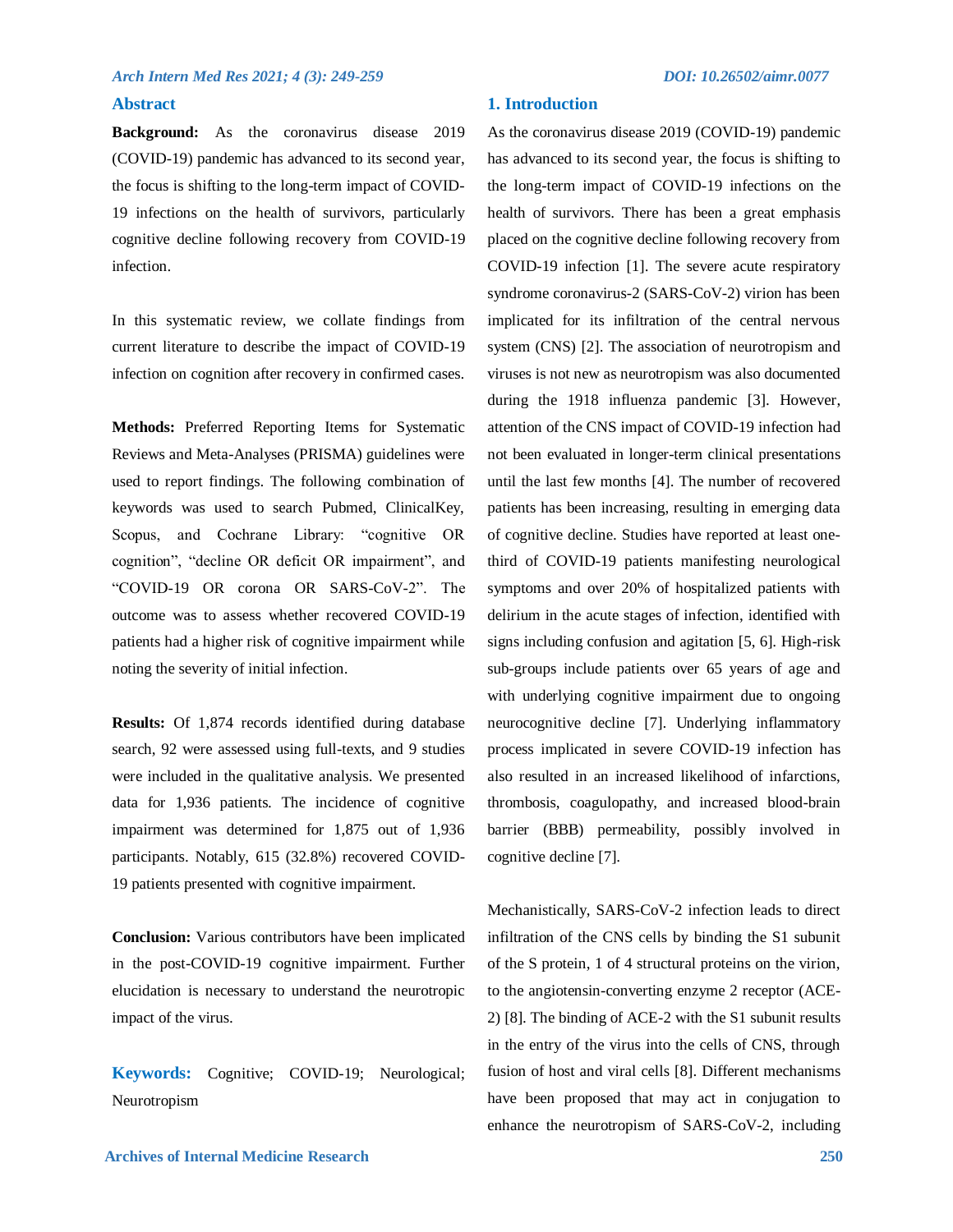## Abstract

**Background:** As the coronavirus disease 2019 (COVID-19) pandemic has advanced to its second year, the focus is shifting to the long-term impact of COVID-19 infections on the health of survivors, particularly cognitive decline following recovery from COVID-19 infection.

In this systematic review, we collate findings from current literature to describe the impact of COVID-19 infection on cognition after recovery in confirmed cases.

**Methods:** Preferred Reporting Items for Systematic Reviews and Meta-Analyses (PRISMA) guidelines were used to report findings. The following combination of keywords was used to search Pubmed, ClinicalKey, Scopus, and Cochrane Library: "cognitive OR cognition", "decline OR deficit OR impairment", and "COVID-19 OR corona OR SARS-CoV-2". The outcome was to assess whether recovered COVID-19 patients had a higher risk of cognitive impairment while noting the severity of initial infection.

**Results:** Of 1,874 records identified during database search, 92 were assessed using full-texts, and 9 studies were included in the qualitative analysis. We presented data for 1,936 patients. The incidence of cognitive impairment was determined for 1,875 out of 1,936 participants. Notably, 615 (32.8%) recovered COVID-19 patients presented with cognitive impairment.

**Conclusion:** Various contributors have been implicated in the post-COVID-19 cognitive impairment. Further elucidation is necessary to understand the neurotropic impact of the virus.

**Keywords:** Cognitive; COVID-19; Neurological; Neurotropism

## 1. Introduction

As the coronavirus disease 2019 (COVID-19) pandemic has advanced to its second year, the focus is shifting to the long-term impact of COVID-19 infections on the health of survivors. There has been a great emphasis placed on the cognitive decline following recovery from COVID-19 infection [1]. The severe acute respiratory syndrome coronavirus-2 (SARS-CoV-2) virion has been implicated for its infiltration of the central nervous system (CNS) [2]. The association of neurotropism and viruses is not new as neurotropism was also documented during the 1918 influenza pandemic [3]. However, attention of the CNS impact of COVID-19 infection had not been evaluated in longer-term clinical presentations until the last few months [4]. The number of recovered patients has been increasing, resulting in emerging data of cognitive decline. Studies have reported at least one-third of COVID-19 patients manifesting neurological symptoms and over 20% of hospitalized patients with delirium in the acute stages of infection, identified with signs including confusion and agitation [5, 6]. High-risk sub-groups include patients over 65 years of age and with underlying cognitive impairment due to ongoing neurocognitive decline [7]. Underlying inflammatory process implicated in severe COVID-19 infection has also resulted in an increased likelihood of infarctions, thrombosis, coagulopathy, and increased blood-brain barrier (BBB) permeability, possibly involved in cognitive decline [7].

Mechanistically, SARS-CoV-2 infection leads to direct infiltration of the CNS cells by binding the S1 subunit of the S protein, 1 of 4 structural proteins on the virion, to the angiotensin-converting enzyme 2 receptor (ACE-2) [8]. The binding of ACE-2 with the S1 subunit results in the entry of the virus into the cells of CNS, through fusion of host and viral cells [8]. Different mechanisms have been proposed that may act in conjugation to enhance the neurotropism of SARS-CoV-2, including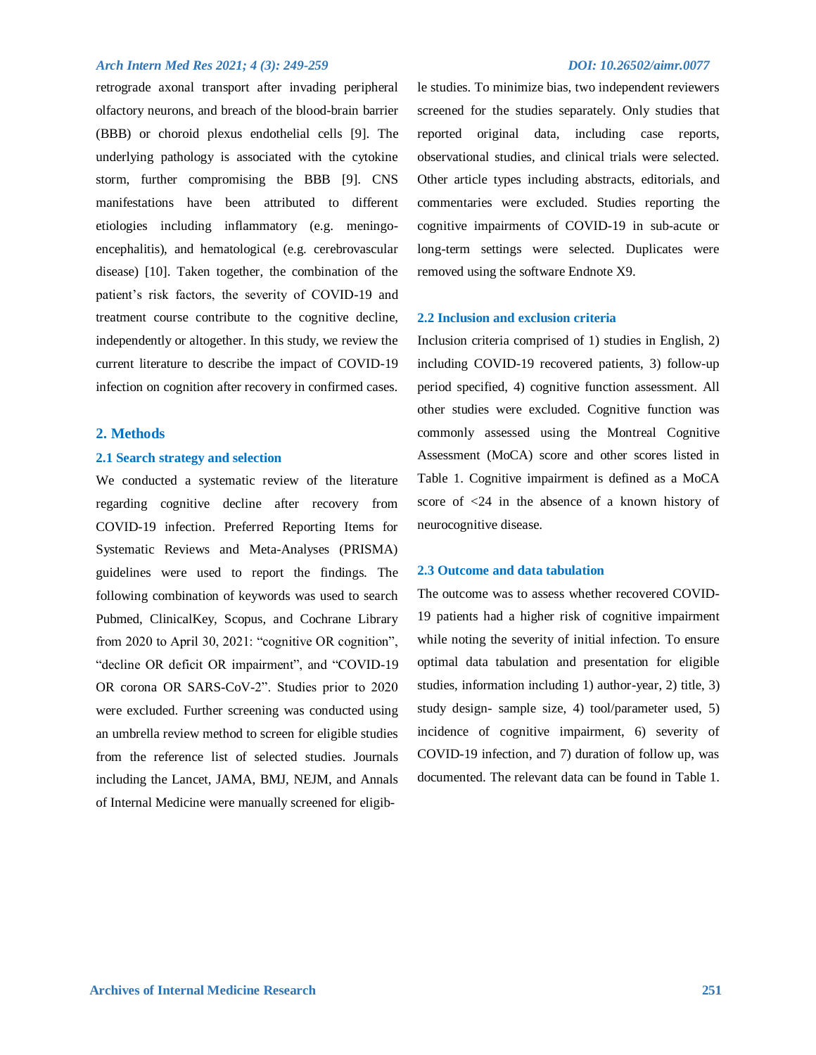retrograde axonal transport after invading peripheral olfactory neurons, and breach of the blood-brain barrier (BBB) or choroid plexus endothelial cells [9]. The underlying pathology is associated with the cytokine storm, further compromising the BBB [9]. CNS manifestations have been attributed to different etiologies including inflammatory (e.g. meningo-encephalitis), and hematological (e.g. cerebrovascular disease) [10]. Taken together, the combination of the patient's risk factors, the severity of COVID-19 and treatment course contribute to the cognitive decline, independently or altogether. In this study, we review the current literature to describe the impact of COVID-19 infection on cognition after recovery in confirmed cases.

## 2. Methods

### 2.1 Search strategy and selection

We conducted a systematic review of the literature regarding cognitive decline after recovery from COVID-19 infection. Preferred Reporting Items for Systematic Reviews and Meta-Analyses (PRISMA) guidelines were used to report the findings. The following combination of keywords was used to search Pubmed, ClinicalKey, Scopus, and Cochrane Library from 2020 to April 30, 2021: "cognitive OR cognition", "decline OR deficit OR impairment", and "COVID-19 OR corona OR SARS-CoV-2". Studies prior to 2020 were excluded. Further screening was conducted using an umbrella review method to screen for eligible studies from the reference list of selected studies. Journals including the Lancet, JAMA, BMJ, NEJM, and Annals of Internal Medicine were manually screened for eligible studies. To minimize bias, two independent reviewers screened for the studies separately. Only studies that reported original data, including case reports, observational studies, and clinical trials were selected. Other article types including abstracts, editorials, and commentaries were excluded. Studies reporting the cognitive impairments of COVID-19 in sub-acute or long-term settings were selected. Duplicates were removed using the software Endnote X9.

### 2.2 Inclusion and exclusion criteria

Inclusion criteria comprised of 1) studies in English, 2) including COVID-19 recovered patients, 3) follow-up period specified, 4) cognitive function assessment. All other studies were excluded. Cognitive function was commonly assessed using the Montreal Cognitive Assessment (MoCA) score and other scores listed in Table 1. Cognitive impairment is defined as a MoCA score of <24 in the absence of a known history of neurocognitive disease.

### 2.3 Outcome and data tabulation

The outcome was to assess whether recovered COVID-19 patients had a higher risk of cognitive impairment while noting the severity of initial infection. To ensure optimal data tabulation and presentation for eligible studies, information including 1) author-year, 2) title, 3) study design- sample size, 4) tool/parameter used, 5) incidence of cognitive impairment, 6) severity of COVID-19 infection, and 7) duration of follow up, was documented. The relevant data can be found in Table 1.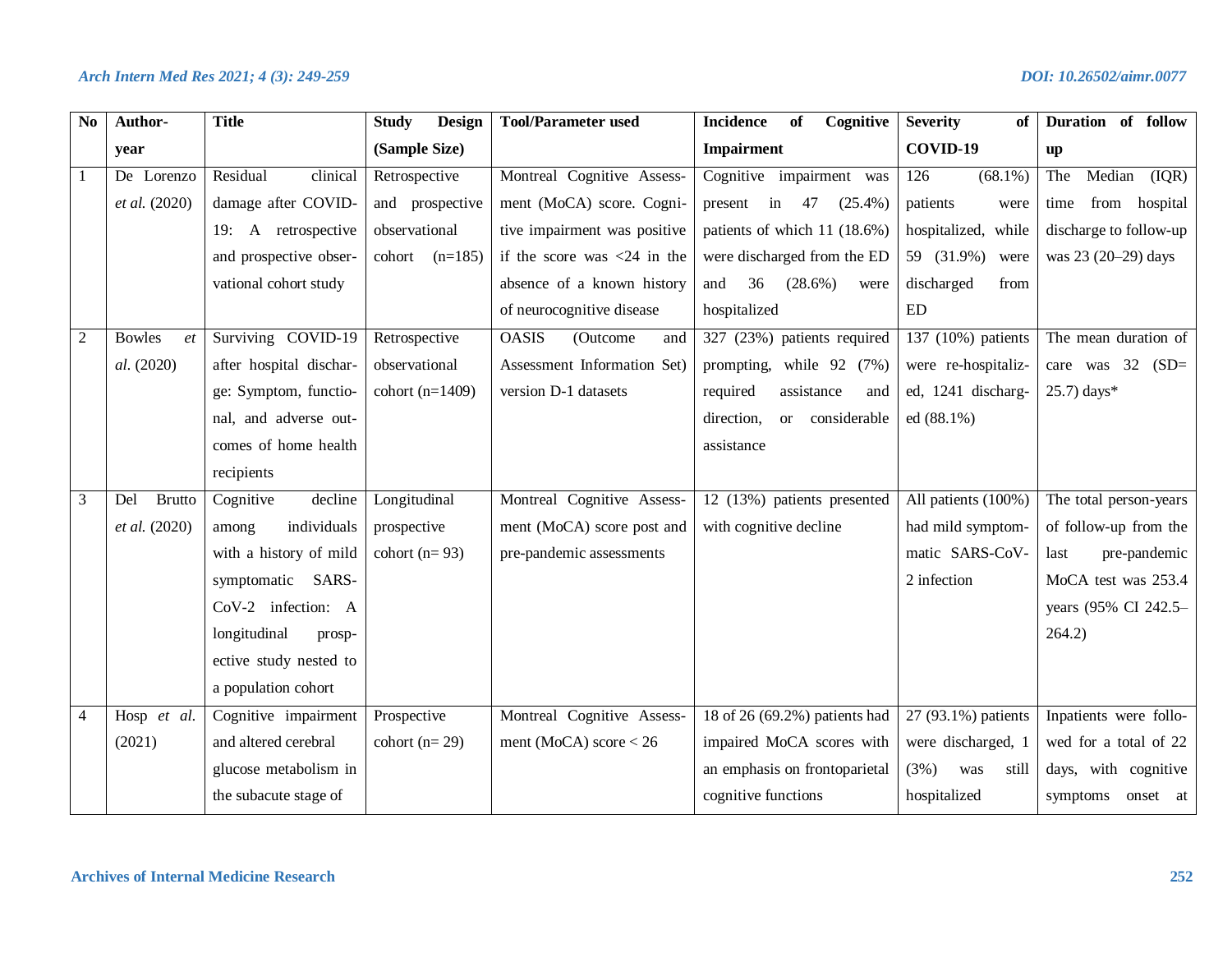| No | Author-year | Title | Study Design (Sample Size) | Tool/Parameter used | Incidence of Cognitive Impairment | Severity of COVID-19 | Duration of follow up |
|---|---|---|---|---|---|---|---|
| 1 | De Lorenzo *et al.* (2020) | Residual clinical damage after COVID-19: A retrospective and prospective observational cohort study | Retrospective and prospective observational cohort (n=185) | Montreal Cognitive Assessment (MoCA) score. Cognitive impairment was positive if the score was <24 in the absence of a known history of neurocognitive disease | Cognitive impairment was present in 47 (25.4%) patients of which 11 (18.6%) were discharged from the ED and 36 (28.6%) were hospitalized | 126 (68.1%) patients were hospitalized, while 59 (31.9%) were discharged from ED | The Median (IQR) time from hospital discharge to follow-up was 23 (20–29) days |
| 2 | Bowles *et al.* (2020) | Surviving COVID-19 after hospital discharge: Symptom, functional, and adverse outcomes of home health recipients | Retrospective observational cohort (n=1409) | OASIS (Outcome and Assessment Information Set) version D-1 datasets | 327 (23%) patients required prompting, while 92 (7%) required assistance and direction, or considerable assistance | 137 (10%) patients were re-hospitalized, 1241 discharged (88.1%) | The mean duration of care was 32 (SD= 25.7) days* |
| 3 | Del Brutto *et al.* (2020) | Cognitive decline among individuals with a history of mild symptomatic SARS-CoV-2 infection: A longitudinal prospective study nested to a population cohort | Longitudinal prospective cohort (n= 93) | Montreal Cognitive Assessment (MoCA) score post and pre-pandemic assessments | 12 (13%) patients presented with cognitive decline | All patients (100%) had mild symptomatic SARS-CoV-2 infection | The total person-years of follow-up from the last pre-pandemic MoCA test was 253.4 years (95% CI 242.5–264.2) |
| 4 | Hosp *et al.* (2021) | Cognitive impairment and altered cerebral glucose metabolism in the subacute stage of | Prospective cohort (n= 29) | Montreal Cognitive Assessment (MoCA) score < 26 | 18 of 26 (69.2%) patients had impaired MoCA scores with an emphasis on frontoparietal cognitive functions | 27 (93.1%) patients were discharged, 1 (3%) was still hospitalized | Inpatients were followed for a total of 22 days, with cognitive symptoms onset at |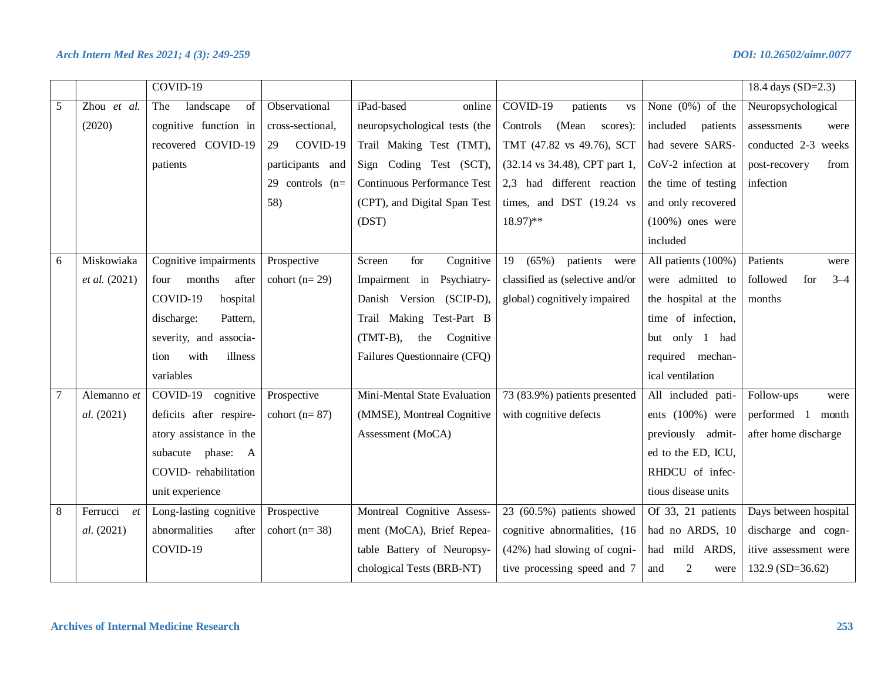|   |   | COVID-19 |   |   |   |   | 18.4 days (SD=2.3) |
|---|---|---|---|---|---|---|---|
| 5 | Zhou *et al.* (2020) | The landscape of cognitive function in recovered COVID-19 patients | Observational cross-sectional, 29 COVID-19 participants and 29 controls (n= 58) | iPad-based online neuropsychological tests (the Trail Making Test (TMT), Sign Coding Test (SCT), Continuous Performance Test (CPT), and Digital Span Test (DST) | COVID-19 patients vs Controls (Mean scores): TMT (47.82 vs 49.76), SCT (32.14 vs 34.48), CPT part 1, 2,3 had different reaction times, and DST (19.24 vs 18.97)** | None (0%) of the included patients had severe SARS-CoV-2 infection at the time of testing and only recovered (100%) ones were included | Neuropsychological assessments were conducted 2-3 weeks post-recovery from infection |
| 6 | Miskowiaka *et al.* (2021) | Cognitive impairments four months after COVID-19 hospital discharge: Pattern, severity, and association with illness variables | Prospective cohort (n= 29) | Screen for Cognitive Impairment in Psychiatry-Danish Version (SCIP-D), Trail Making Test-Part B (TMT-B), the Cognitive Failures Questionnaire (CFQ) | 19 (65%) patients were classified as (selective and/or global) cognitively impaired | All patients (100%) were admitted to the hospital at the time of infection, but only 1 had required mechanical ventilation | Patients were followed for 3–4 months |
| 7 | Alemanno *et al.* (2021) | COVID-19 cognitive deficits after respireatory assistance in the subacute phase: A COVID- rehabilitation unit experience | Prospective cohort (n= 87) | Mini-Mental State Evaluation (MMSE), Montreal Cognitive Assessment (MoCA) | 73 (83.9%) patients presented with cognitive defects | All included patients (100%) were previously admitted to the ED, ICU, RHDCU of infectious disease units | Follow-ups were performed 1 month after home discharge |
| 8 | Ferrucci *et al.* (2021) | Long-lasting cognitive abnormalities after COVID-19 | Prospective cohort (n= 38) | Montreal Cognitive Assessment (MoCA), Brief Repeatable Battery of Neuropsychological Tests (BRB-NT) | 23 (60.5%) patients showed cognitive abnormalities, {16 (42%) had slowing of cognitive processing speed and 7 | Of 33, 21 patients had no ARDS, 10 had mild ARDS, and 2 were | Days between hospital discharge and cognitive assessment were 132.9 (SD=36.62) |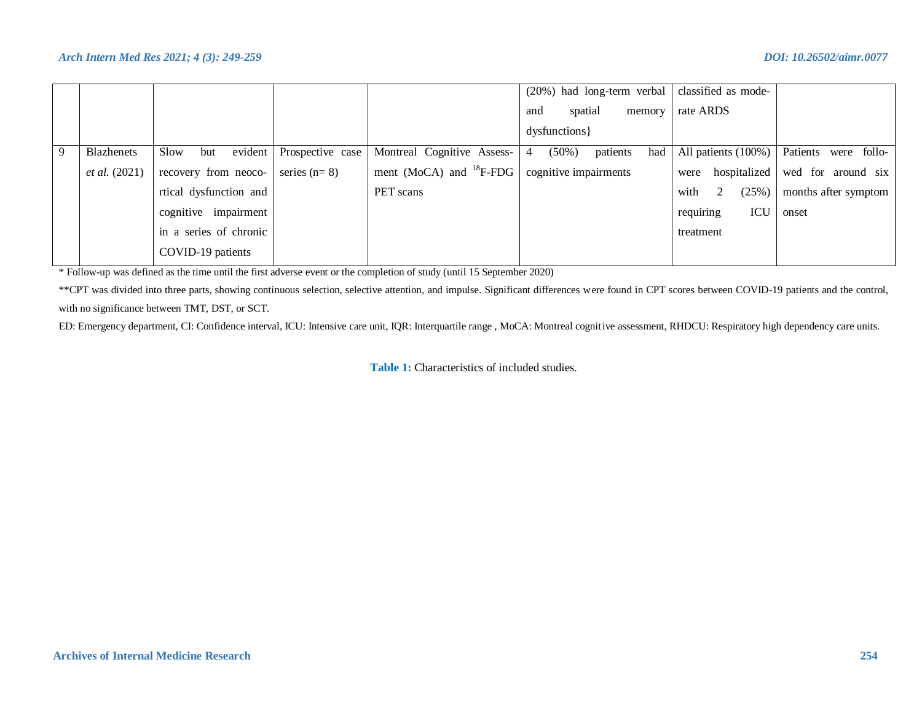|  |  |  |  |  | (20%) had long-term verbal and spatial memory dysfunctions} | classified as moderate ARDS |  |
|---|---|---|---|---|---|---|---|
| 9 | Blazhenets *et al.* (2021) | Slow but evident recovery from neocortical dysfunction and cognitive impairment in a series of chronic COVID-19 patients | Prospective case series (n= 8) | Montreal Cognitive Assessment (MoCA) and $^{18}$F-FDG PET scans | 4 (50%) patients had cognitive impairments | All patients (100%) were hospitalized with 2 (25%) requiring ICU treatment | Patients were followed for around six months after symptom onset |

* Follow-up was defined as the time until the first adverse event or the completion of study (until 15 September 2020)

**CPT was divided into three parts, showing continuous selection, selective attention, and impulse. Significant differences were found in CPT scores between COVID-19 patients and the control, with no significance between TMT, DST, or SCT.

ED: Emergency department, CI: Confidence interval, ICU: Intensive care unit, IQR: Interquartile range , MoCA: Montreal cognitive assessment, RHDCU: Respiratory high dependency care units.

**Table 1:** Characteristics of included studies.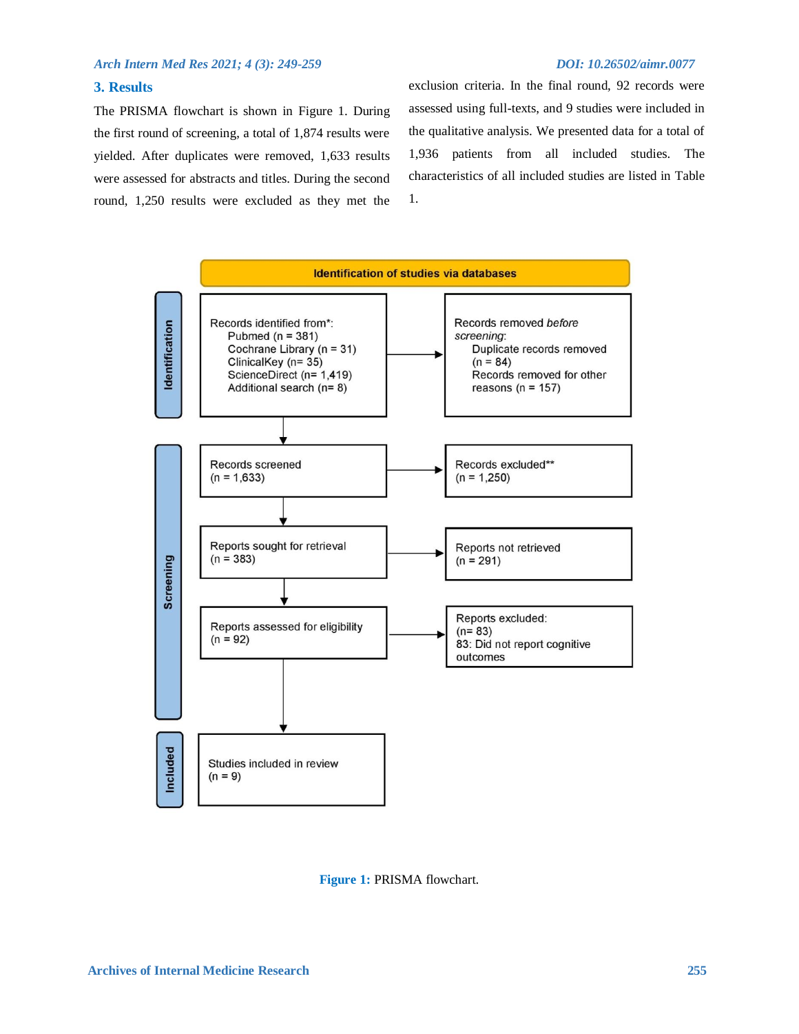## 3. Results

The PRISMA flowchart is shown in Figure 1. During the first round of screening, a total of 1,874 results were yielded. After duplicates were removed, 1,633 results were assessed for abstracts and titles. During the second round, 1,250 results were excluded as they met the exclusion criteria. In the final round, 92 records were assessed using full-texts, and 9 studies were included in the qualitative analysis. We presented data for a total of 1,936 patients from all included studies. The characteristics of all included studies are listed in Table 1.

**Identification of studies via databases**

**Identification**

Records identified from*:
- Pubmed (n = 381)
- Cochrane Library (n = 31)
- ClinicalKey (n= 35)
- ScienceDirect (n= 1,419)
- Additional search (n= 8)

→ Records removed *before screening*:
- Duplicate records removed (n = 84)
- Records removed for other reasons (n = 157)

**Screening**

Records screened (n = 1,633) → Records excluded** (n = 1,250)

Reports sought for retrieval (n = 383) → Reports not retrieved (n = 291)

Reports assessed for eligibility (n = 92) → Reports excluded: (n= 83) 83: Did not report cognitive outcomes

**Included**

Studies included in review (n = 9)

**Figure 1:** PRISMA flowchart.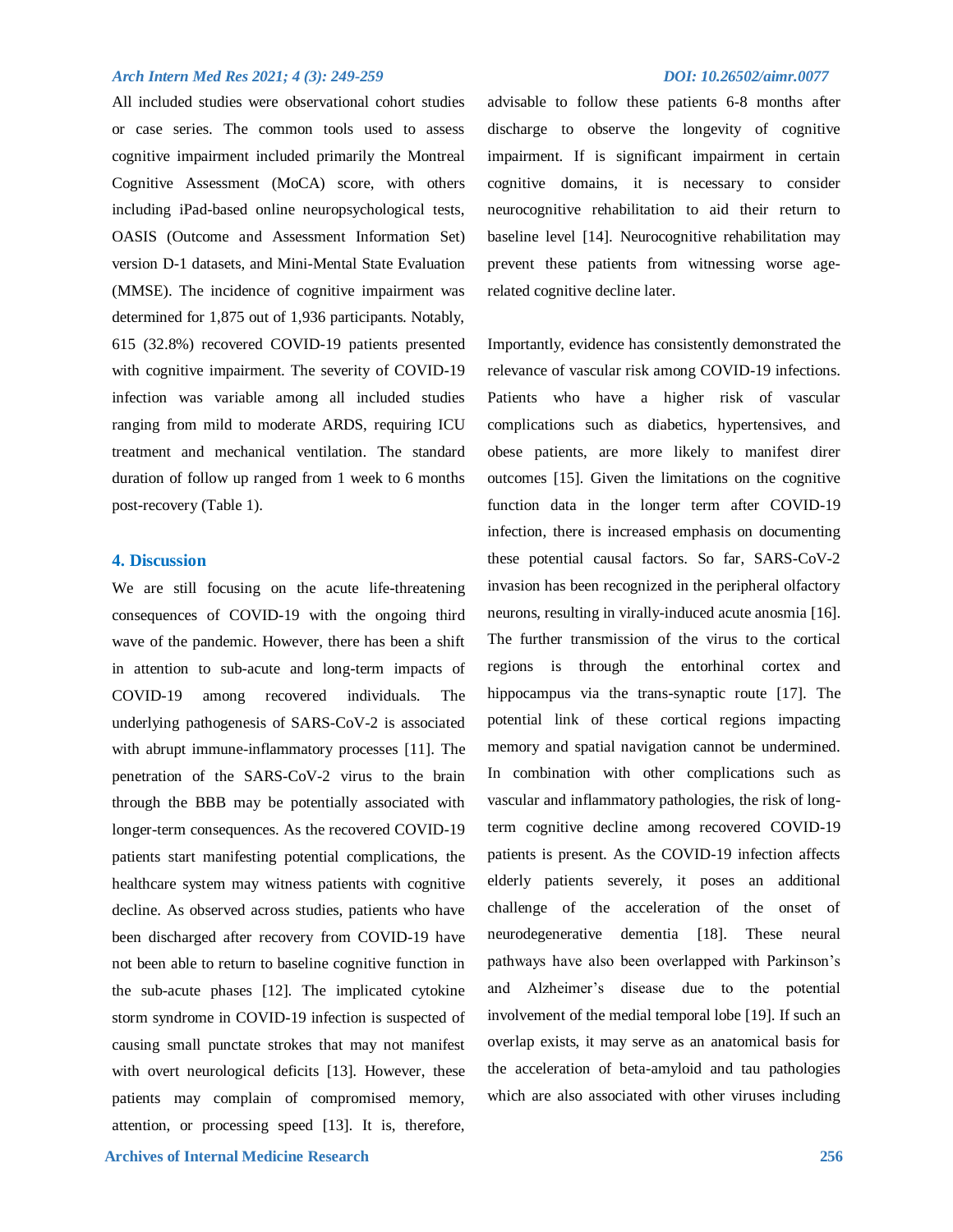All included studies were observational cohort studies or case series. The common tools used to assess cognitive impairment included primarily the Montreal Cognitive Assessment (MoCA) score, with others including iPad-based online neuropsychological tests, OASIS (Outcome and Assessment Information Set) version D-1 datasets, and Mini-Mental State Evaluation (MMSE). The incidence of cognitive impairment was determined for 1,875 out of 1,936 participants. Notably, 615 (32.8%) recovered COVID-19 patients presented with cognitive impairment. The severity of COVID-19 infection was variable among all included studies ranging from mild to moderate ARDS, requiring ICU treatment and mechanical ventilation. The standard duration of follow up ranged from 1 week to 6 months post-recovery (Table 1).

## 4. Discussion

We are still focusing on the acute life-threatening consequences of COVID-19 with the ongoing third wave of the pandemic. However, there has been a shift in attention to sub-acute and long-term impacts of COVID-19 among recovered individuals. The underlying pathogenesis of SARS-CoV-2 is associated with abrupt immune-inflammatory processes [11]. The penetration of the SARS-CoV-2 virus to the brain through the BBB may be potentially associated with longer-term consequences. As the recovered COVID-19 patients start manifesting potential complications, the healthcare system may witness patients with cognitive decline. As observed across studies, patients who have been discharged after recovery from COVID-19 have not been able to return to baseline cognitive function in the sub-acute phases [12]. The implicated cytokine storm syndrome in COVID-19 infection is suspected of causing small punctate strokes that may not manifest with overt neurological deficits [13]. However, these patients may complain of compromised memory, attention, or processing speed [13]. It is, therefore, advisable to follow these patients 6-8 months after discharge to observe the longevity of cognitive impairment. If is significant impairment in certain cognitive domains, it is necessary to consider neurocognitive rehabilitation to aid their return to baseline level [14]. Neurocognitive rehabilitation may prevent these patients from witnessing worse age-related cognitive decline later.

Importantly, evidence has consistently demonstrated the relevance of vascular risk among COVID-19 infections. Patients who have a higher risk of vascular complications such as diabetics, hypertensives, and obese patients, are more likely to manifest direr outcomes [15]. Given the limitations on the cognitive function data in the longer term after COVID-19 infection, there is increased emphasis on documenting these potential causal factors. So far, SARS-CoV-2 invasion has been recognized in the peripheral olfactory neurons, resulting in virally-induced acute anosmia [16]. The further transmission of the virus to the cortical regions is through the entorhinal cortex and hippocampus via the trans-synaptic route [17]. The potential link of these cortical regions impacting memory and spatial navigation cannot be undermined. In combination with other complications such as vascular and inflammatory pathologies, the risk of long-term cognitive decline among recovered COVID-19 patients is present. As the COVID-19 infection affects elderly patients severely, it poses an additional challenge of the acceleration of the onset of neurodegenerative dementia [18]. These neural pathways have also been overlapped with Parkinson's and Alzheimer's disease due to the potential involvement of the medial temporal lobe [19]. If such an overlap exists, it may serve as an anatomical basis for the acceleration of beta-amyloid and tau pathologies which are also associated with other viruses including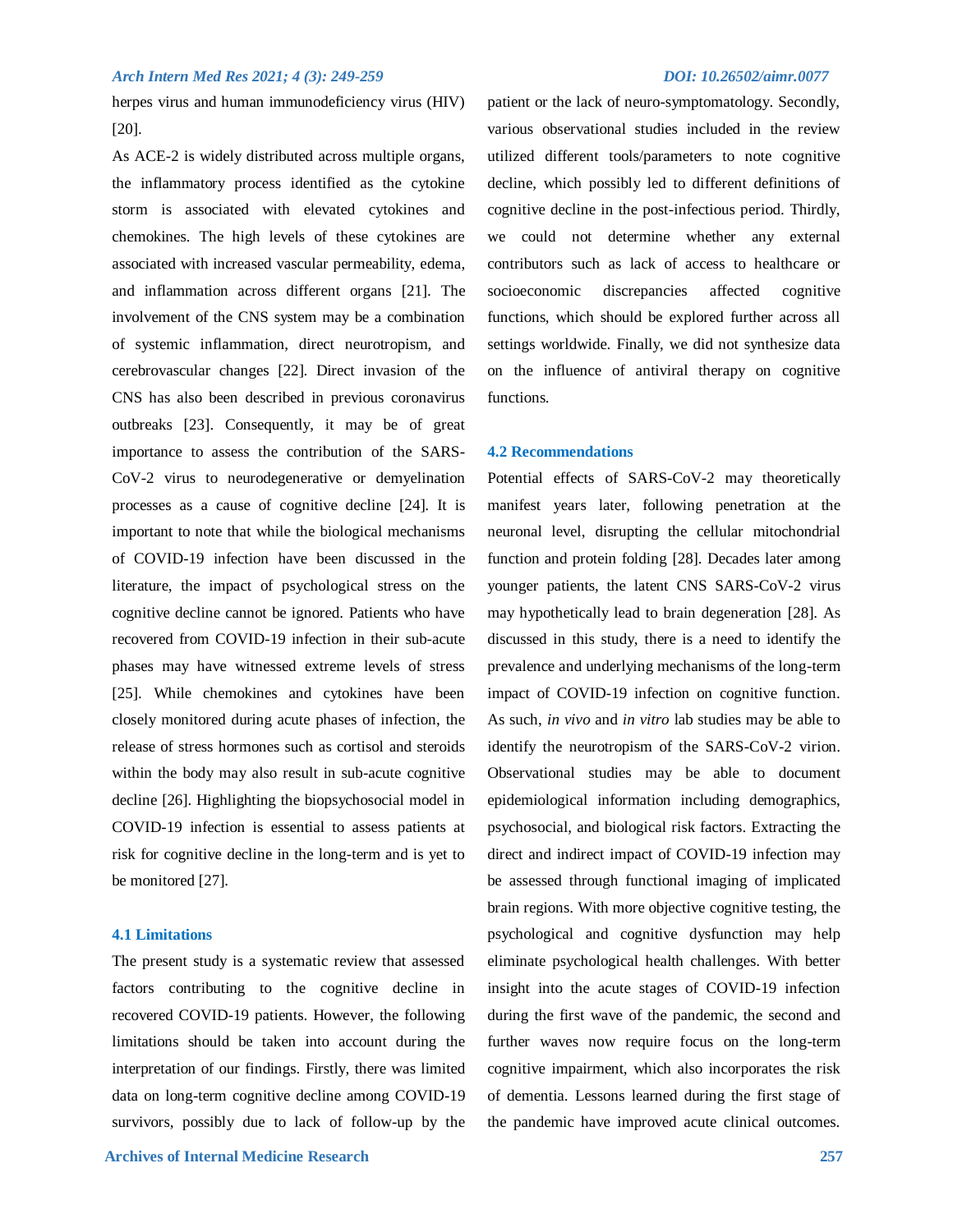herpes virus and human immunodeficiency virus (HIV) [20].

As ACE-2 is widely distributed across multiple organs, the inflammatory process identified as the cytokine storm is associated with elevated cytokines and chemokines. The high levels of these cytokines are associated with increased vascular permeability, edema, and inflammation across different organs [21]. The involvement of the CNS system may be a combination of systemic inflammation, direct neurotropism, and cerebrovascular changes [22]. Direct invasion of the CNS has also been described in previous coronavirus outbreaks [23]. Consequently, it may be of great importance to assess the contribution of the SARS-CoV-2 virus to neurodegenerative or demyelination processes as a cause of cognitive decline [24]. It is important to note that while the biological mechanisms of COVID-19 infection have been discussed in the literature, the impact of psychological stress on the cognitive decline cannot be ignored. Patients who have recovered from COVID-19 infection in their sub-acute phases may have witnessed extreme levels of stress [25]. While chemokines and cytokines have been closely monitored during acute phases of infection, the release of stress hormones such as cortisol and steroids within the body may also result in sub-acute cognitive decline [26]. Highlighting the biopsychosocial model in COVID-19 infection is essential to assess patients at risk for cognitive decline in the long-term and is yet to be monitored [27].

### 4.1 Limitations

The present study is a systematic review that assessed factors contributing to the cognitive decline in recovered COVID-19 patients. However, the following limitations should be taken into account during the interpretation of our findings. Firstly, there was limited data on long-term cognitive decline among COVID-19 survivors, possibly due to lack of follow-up by the patient or the lack of neuro-symptomatology. Secondly, various observational studies included in the review utilized different tools/parameters to note cognitive decline, which possibly led to different definitions of cognitive decline in the post-infectious period. Thirdly, we could not determine whether any external contributors such as lack of access to healthcare or socioeconomic discrepancies affected cognitive functions, which should be explored further across all settings worldwide. Finally, we did not synthesize data on the influence of antiviral therapy on cognitive functions.

### 4.2 Recommendations

Potential effects of SARS-CoV-2 may theoretically manifest years later, following penetration at the neuronal level, disrupting the cellular mitochondrial function and protein folding [28]. Decades later among younger patients, the latent CNS SARS-CoV-2 virus may hypothetically lead to brain degeneration [28]. As discussed in this study, there is a need to identify the prevalence and underlying mechanisms of the long-term impact of COVID-19 infection on cognitive function. As such, *in vivo* and *in vitro* lab studies may be able to identify the neurotropism of the SARS-CoV-2 virion. Observational studies may be able to document epidemiological information including demographics, psychosocial, and biological risk factors. Extracting the direct and indirect impact of COVID-19 infection may be assessed through functional imaging of implicated brain regions. With more objective cognitive testing, the psychological and cognitive dysfunction may help eliminate psychological health challenges. With better insight into the acute stages of COVID-19 infection during the first wave of the pandemic, the second and further waves now require focus on the long-term cognitive impairment, which also incorporates the risk of dementia. Lessons learned during the first stage of the pandemic have improved acute clinical outcomes.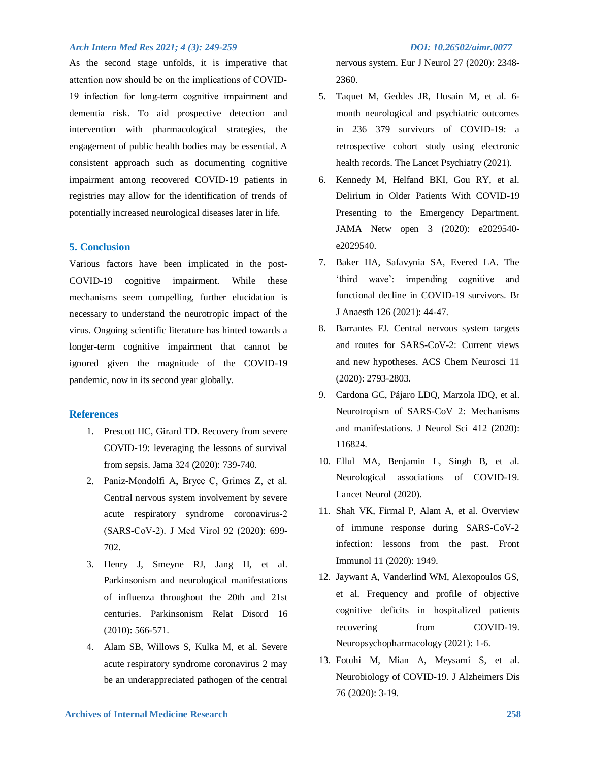As the second stage unfolds, it is imperative that attention now should be on the implications of COVID-19 infection for long-term cognitive impairment and dementia risk. To aid prospective detection and intervention with pharmacological strategies, the engagement of public health bodies may be essential. A consistent approach such as documenting cognitive impairment among recovered COVID-19 patients in registries may allow for the identification of trends of potentially increased neurological diseases later in life.

## 5. Conclusion

Various factors have been implicated in the post-COVID-19 cognitive impairment. While these mechanisms seem compelling, further elucidation is necessary to understand the neurotropic impact of the virus. Ongoing scientific literature has hinted towards a longer-term cognitive impairment that cannot be ignored given the magnitude of the COVID-19 pandemic, now in its second year globally.

## References

1. Prescott HC, Girard TD. Recovery from severe COVID-19: leveraging the lessons of survival from sepsis. Jama 324 (2020): 739-740.
2. Paniz-Mondolfi A, Bryce C, Grimes Z, et al. Central nervous system involvement by severe acute respiratory syndrome coronavirus-2 (SARS-CoV-2). J Med Virol 92 (2020): 699-702.
3. Henry J, Smeyne RJ, Jang H, et al. Parkinsonism and neurological manifestations of influenza throughout the 20th and 21st centuries. Parkinsonism Relat Disord 16 (2010): 566-571.
4. Alam SB, Willows S, Kulka M, et al. Severe acute respiratory syndrome coronavirus 2 may be an underappreciated pathogen of the central nervous system. Eur J Neurol 27 (2020): 2348-2360.
5. Taquet M, Geddes JR, Husain M, et al. 6-month neurological and psychiatric outcomes in 236 379 survivors of COVID-19: a retrospective cohort study using electronic health records. The Lancet Psychiatry (2021).
6. Kennedy M, Helfand BKI, Gou RY, et al. Delirium in Older Patients With COVID-19 Presenting to the Emergency Department. JAMA Netw open 3 (2020): e2029540-e2029540.
7. Baker HA, Safavynia SA, Evered LA. The 'third wave': impending cognitive and functional decline in COVID-19 survivors. Br J Anaesth 126 (2021): 44-47.
8. Barrantes FJ. Central nervous system targets and routes for SARS-CoV-2: Current views and new hypotheses. ACS Chem Neurosci 11 (2020): 2793-2803.
9. Cardona GC, Pájaro LDQ, Marzola IDQ, et al. Neurotropism of SARS-CoV 2: Mechanisms and manifestations. J Neurol Sci 412 (2020): 116824.
10. Ellul MA, Benjamin L, Singh B, et al. Neurological associations of COVID-19. Lancet Neurol (2020).
11. Shah VK, Firmal P, Alam A, et al. Overview of immune response during SARS-CoV-2 infection: lessons from the past. Front Immunol 11 (2020): 1949.
12. Jaywant A, Vanderlind WM, Alexopoulos GS, et al. Frequency and profile of objective cognitive deficits in hospitalized patients recovering from COVID-19. Neuropsychopharmacology (2021): 1-6.
13. Fotuhi M, Mian A, Meysami S, et al. Neurobiology of COVID-19. J Alzheimers Dis 76 (2020): 3-19.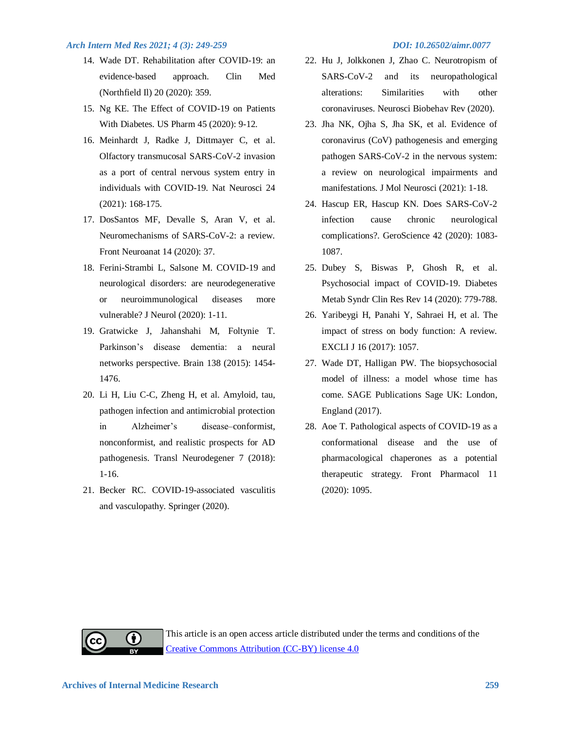14. Wade DT. Rehabilitation after COVID-19: an evidence-based approach. Clin Med (Northfield Il) 20 (2020): 359.
15. Ng KE. The Effect of COVID-19 on Patients With Diabetes. US Pharm 45 (2020): 9-12.
16. Meinhardt J, Radke J, Dittmayer C, et al. Olfactory transmucosal SARS-CoV-2 invasion as a port of central nervous system entry in individuals with COVID-19. Nat Neurosci 24 (2021): 168-175.
17. DosSantos MF, Devalle S, Aran V, et al. Neuromechanisms of SARS-CoV-2: a review. Front Neuroanat 14 (2020): 37.
18. Ferini-Strambi L, Salsone M. COVID-19 and neurological disorders: are neurodegenerative or neuroimmunological diseases more vulnerable? J Neurol (2020): 1-11.
19. Gratwicke J, Jahanshahi M, Foltynie T. Parkinson's disease dementia: a neural networks perspective. Brain 138 (2015): 1454-1476.
20. Li H, Liu C-C, Zheng H, et al. Amyloid, tau, pathogen infection and antimicrobial protection in Alzheimer's disease–conformist, nonconformist, and realistic prospects for AD pathogenesis. Transl Neurodegener 7 (2018): 1-16.
21. Becker RC. COVID-19-associated vasculitis and vasculopathy. Springer (2020).
22. Hu J, Jolkkonen J, Zhao C. Neurotropism of SARS-CoV-2 and its neuropathological alterations: Similarities with other coronaviruses. Neurosci Biobehav Rev (2020).
23. Jha NK, Ojha S, Jha SK, et al. Evidence of coronavirus (CoV) pathogenesis and emerging pathogen SARS-CoV-2 in the nervous system: a review on neurological impairments and manifestations. J Mol Neurosci (2021): 1-18.
24. Hascup ER, Hascup KN. Does SARS-CoV-2 infection cause chronic neurological complications?. GeroScience 42 (2020): 1083-1087.
25. Dubey S, Biswas P, Ghosh R, et al. Psychosocial impact of COVID-19. Diabetes Metab Syndr Clin Res Rev 14 (2020): 779-788.
26. Yaribeygi H, Panahi Y, Sahraei H, et al. The impact of stress on body function: A review. EXCLI J 16 (2017): 1057.
27. Wade DT, Halligan PW. The biopsychosocial model of illness: a model whose time has come. SAGE Publications Sage UK: London, England (2017).
28. Aoe T. Pathological aspects of COVID-19 as a conformational disease and the use of pharmacological chaperones as a potential therapeutic strategy. Front Pharmacol 11 (2020): 1095.

This article is an open access article distributed under the terms and conditions of the [Creative Commons Attribution (CC-BY) license 4.0](https://creativecommons.org/licenses/by/4.0/)